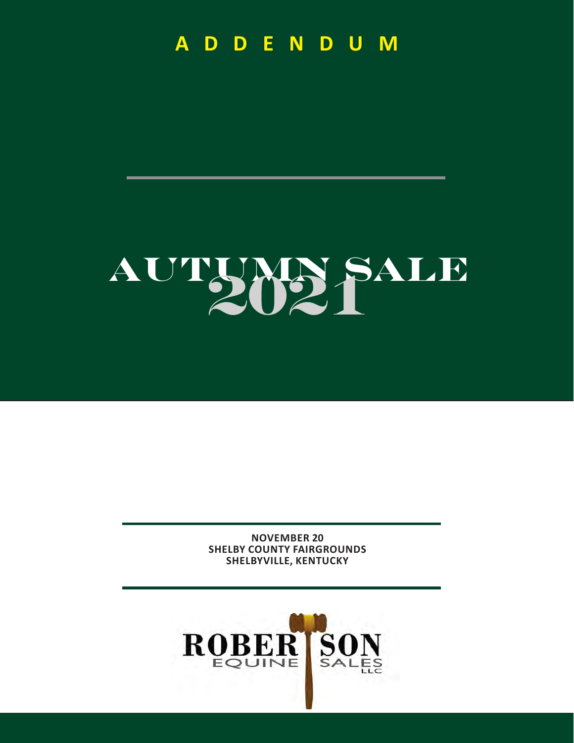# ADDENDUM

# AUTUMN SALE 2021

**NOVEMBER 20**
**SHELBY COUNTY FAIRGROUNDS**
**SHELBYVILLE, KENTUCKY**

ROBERTSON EQUINE SALES LLC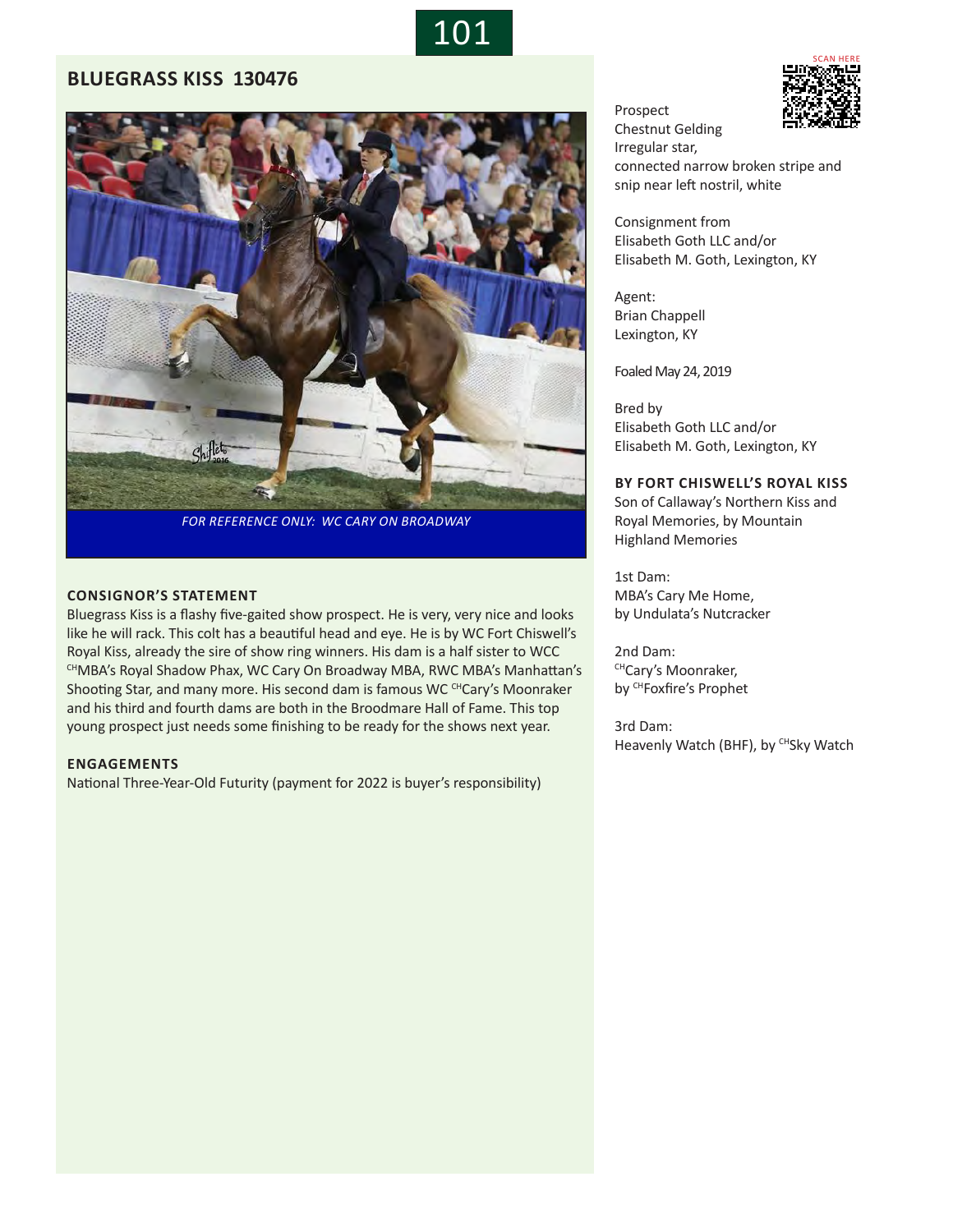# BLUEGRASS KISS 130476

*FOR REFERENCE ONLY: WC CARY ON BROADWAY*

Prospect
Chestnut Gelding
Irregular star,
connected narrow broken stripe and snip near left nostril, white

Consignment from
Elisabeth Goth LLC and/or
Elisabeth M. Goth, Lexington, KY

Agent:
Brian Chappell
Lexington, KY

Foaled May 24, 2019

Bred by
Elisabeth Goth LLC and/or
Elisabeth M. Goth, Lexington, KY

**BY FORT CHISWELL'S ROYAL KISS**
Son of Callaway's Northern Kiss and Royal Memories, by Mountain Highland Memories

1st Dam:
MBA's Cary Me Home,
by Undulata's Nutcracker

2nd Dam:
CHCary's Moonraker,
by CHFoxfire's Prophet

3rd Dam:
Heavenly Watch (BHF), by CHSky Watch

### CONSIGNOR'S STATEMENT

Bluegrass Kiss is a flashy five-gaited show prospect. He is very, very nice and looks like he will rack. This colt has a beautiful head and eye. He is by WC Fort Chiswell's Royal Kiss, already the sire of show ring winners. His dam is a half sister to WCC CHMBA's Royal Shadow Phax, WC Cary On Broadway MBA, RWC MBA's Manhattan's Shooting Star, and many more. His second dam is famous WC CHCary's Moonraker and his third and fourth dams are both in the Broodmare Hall of Fame. This top young prospect just needs some finishing to be ready for the shows next year.

### ENGAGEMENTS

National Three-Year-Old Futurity (payment for 2022 is buyer's responsibility)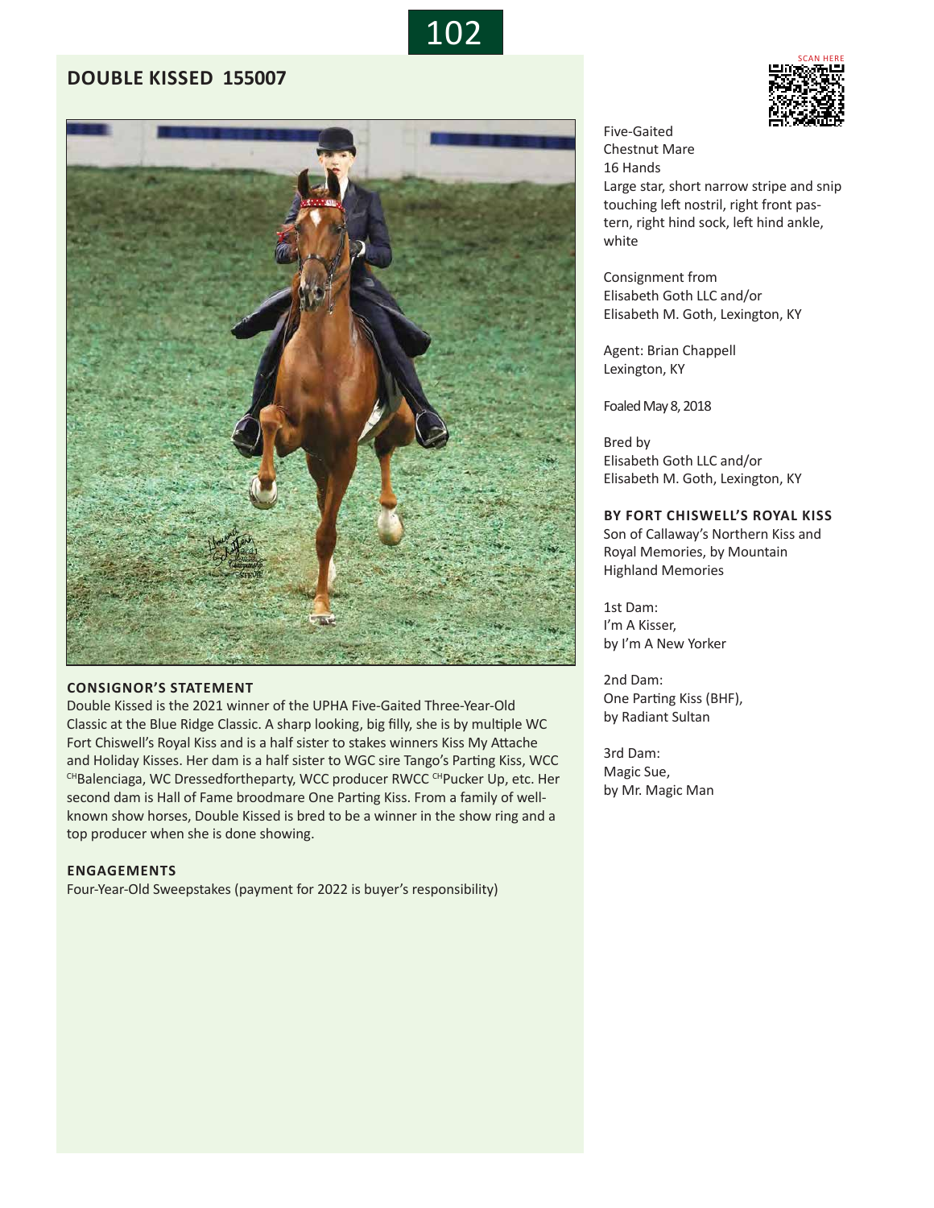# DOUBLE KISSED 155007

SCAN HERE

Five-Gaited
Chestnut Mare
16 Hands
Large star, short narrow stripe and snip touching left nostril, right front pastern, right hind sock, left hind ankle, white

Consignment from
Elisabeth Goth LLC and/or
Elisabeth M. Goth, Lexington, KY

Agent: Brian Chappell
Lexington, KY

Foaled May 8, 2018

Bred by
Elisabeth Goth LLC and/or
Elisabeth M. Goth, Lexington, KY

**BY FORT CHISWELL'S ROYAL KISS**
Son of Callaway's Northern Kiss and Royal Memories, by Mountain Highland Memories

1st Dam:
I'm A Kisser,
by I'm A New Yorker

2nd Dam:
One Parting Kiss (BHF),
by Radiant Sultan

3rd Dam:
Magic Sue,
by Mr. Magic Man

### CONSIGNOR'S STATEMENT

Double Kissed is the 2021 winner of the UPHA Five-Gaited Three-Year-Old Classic at the Blue Ridge Classic. A sharp looking, big filly, she is by multiple WC Fort Chiswell's Royal Kiss and is a half sister to stakes winners Kiss My Attache and Holiday Kisses. Her dam is a half sister to WGC sire Tango's Parting Kiss, WCC CHBalenciaga, WC Dressedfortheparty, WCC producer RWCC CHPucker Up, etc. Her second dam is Hall of Fame broodmare One Parting Kiss. From a family of well-known show horses, Double Kissed is bred to be a winner in the show ring and a top producer when she is done showing.

### ENGAGEMENTS

Four-Year-Old Sweepstakes (payment for 2022 is buyer's responsibility)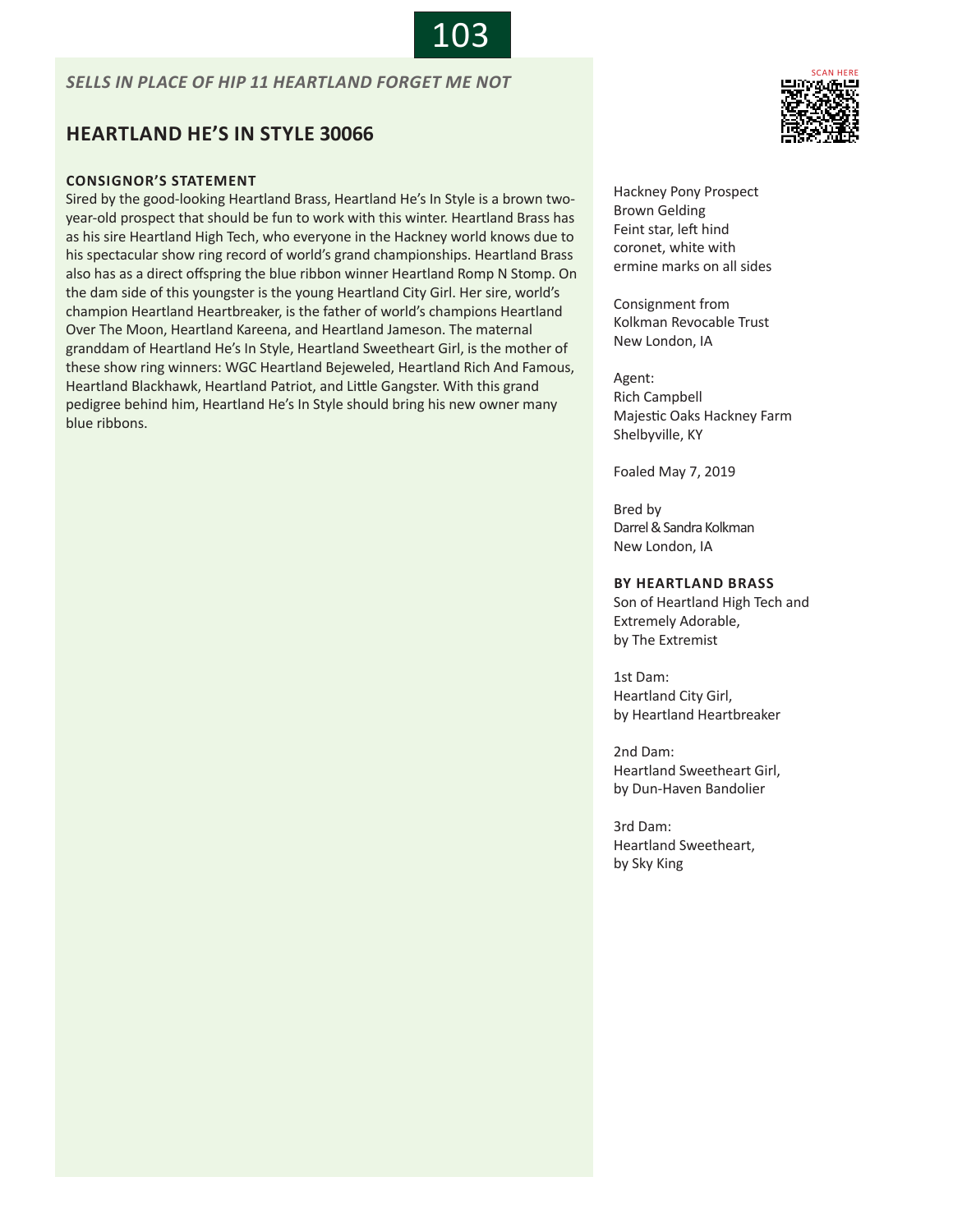103

*SELLS IN PLACE OF HIP 11 HEARTLAND FORGET ME NOT*

## HEARTLAND HE'S IN STYLE 30066

**CONSIGNOR'S STATEMENT**

Sired by the good-looking Heartland Brass, Heartland He's In Style is a brown two-year-old prospect that should be fun to work with this winter. Heartland Brass has as his sire Heartland High Tech, who everyone in the Hackney world knows due to his spectacular show ring record of world's grand championships. Heartland Brass also has as a direct offspring the blue ribbon winner Heartland Romp N Stomp. On the dam side of this youngster is the young Heartland City Girl. Her sire, world's champion Heartland Heartbreaker, is the father of world's champions Heartland Over The Moon, Heartland Kareena, and Heartland Jameson. The maternal granddam of Heartland He's In Style, Heartland Sweetheart Girl, is the mother of these show ring winners: WGC Heartland Bejeweled, Heartland Rich And Famous, Heartland Blackhawk, Heartland Patriot, and Little Gangster. With this grand pedigree behind him, Heartland He's In Style should bring his new owner many blue ribbons.

SCAN HERE

Hackney Pony Prospect
Brown Gelding
Feint star, left hind coronet, white with ermine marks on all sides

Consignment from
Kolkman Revocable Trust
New London, IA

Agent:
Rich Campbell
Majestic Oaks Hackney Farm
Shelbyville, KY

Foaled May 7, 2019

Bred by
Darrel & Sandra Kolkman
New London, IA

**BY HEARTLAND BRASS**
Son of Heartland High Tech and Extremely Adorable, by The Extremist

1st Dam:
Heartland City Girl,
by Heartland Heartbreaker

2nd Dam:
Heartland Sweetheart Girl,
by Dun-Haven Bandolier

3rd Dam:
Heartland Sweetheart,
by Sky King